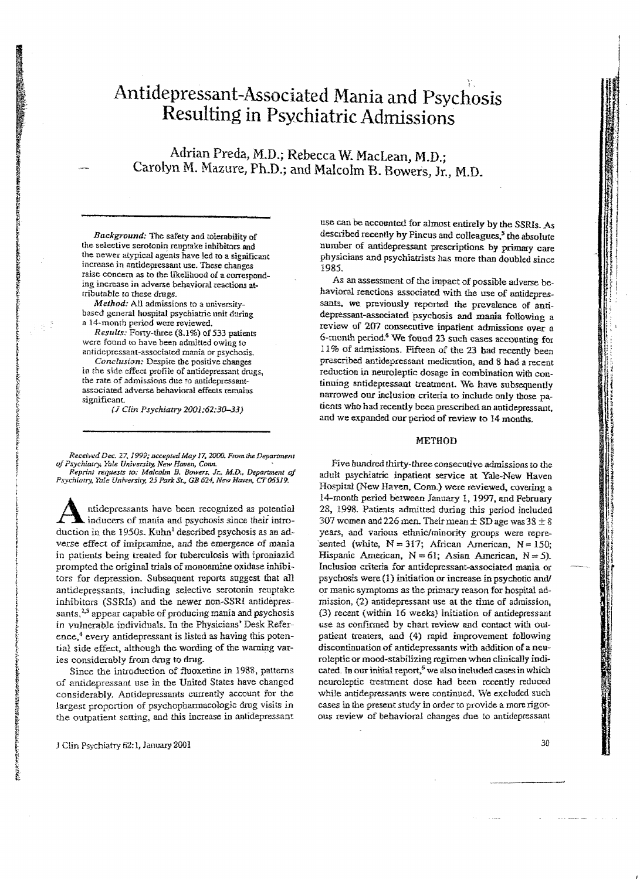# Antidepressant-Associated Mania and Psychosis Resulting in Psychiatric Admissions

Adrian Preda, M.D.; Rebecca W. MacLean, M.D.; Carolyn M. Mazure, Ph.D.; and Malcolm B. Bowers, Jr., M.D.

***Background:*** The safety and tolerability of the selective serotonin reuptake inhibitors and the newer atypical agents have led to a significant increase in antidepressant use. These changes raise concern as to the likelihood of a corresponding increase in adverse behavioral reactions attributable to these drugs.

***Method:*** All admissions to a university-based general hospital psychiatric unit during a 14-month period were reviewed.

***Results:*** Forty-three (8.1%) of 533 patients were found to have been admitted owing to antidepressant-associated mania or psychosis.

***Conclusion:*** Despite the positive changes in the side effect profile of antidepressant drugs, the rate of admissions due to antidepressant-associated adverse behavioral effects remains significant.

*(J Clin Psychiatry 2001;62:30–33)*

*Received Dec. 27, 1999; accepted May 17, 2000. From the Department of Psychiatry, Yale University, New Haven, Conn.*

*Reprint requests to: Malcolm B. Bowers, Jr., M.D., Department of Psychiatry, Yale University, 25 Park St., GB 624, New Haven, CT 06519.*

Antidepressants have been recognized as potential inducers of mania and psychosis since their introduction in the 1950s. Kuhn[1] described psychosis as an adverse effect of imipramine, and the emergence of mania in patients being treated for tuberculosis with iproniazid prompted the original trials of monoamine oxidase inhibitors for depression. Subsequent reports suggest that all antidepressants, including selective serotonin reuptake inhibitors (SSRIs) and the newer non-SSRI antidepressants,[2,3] appear capable of producing mania and psychosis in vulnerable individuals. In the Physicians' Desk Reference,[4] every antidepressant is listed as having this potential side effect, although the wording of the warning varies considerably from drug to drug.

Since the introduction of fluoxetine in 1988, patterns of antidepressant use in the United States have changed considerably. Antidepressants currently account for the largest proportion of psychopharmacologic drug visits in the outpatient setting, and this increase in antidepressant use can be accounted for almost entirely by the SSRIs. As described recently by Pincus and colleagues,[5] the absolute number of antidepressant prescriptions by primary care physicians and psychiatrists has more than doubled since 1985.

As an assessment of the impact of possible adverse behavioral reactions associated with the use of antidepressants, we previously reported the prevalence of antidepressant-associated psychosis and mania following a review of 207 consecutive inpatient admissions over a 6-month period.[6] We found 23 such cases accounting for 11% of admissions. Fifteen of the 23 had recently been prescribed antidepressant medication, and 8 had a recent reduction in neuroleptic dosage in combination with continuing antidepressant treatment. We have subsequently narrowed our inclusion criteria to include only those patients who had recently been prescribed an antidepressant, and we expanded our period of review to 14 months.

## METHOD

Five hundred thirty-three consecutive admissions to the adult psychiatric inpatient service at Yale-New Haven Hospital (New Haven, Conn.) were reviewed, covering a 14-month period between January 1, 1997, and February 28, 1998. Patients admitted during this period included 307 women and 226 men. Their mean ± SD age was 38 ± 8 years, and various ethnic/minority groups were represented (white, N = 317; African American, N = 150; Hispanic American, N = 61; Asian American, N = 5). Inclusion criteria for antidepressant-associated mania or psychosis were (1) initiation or increase in psychotic and/or manic symptoms as the primary reason for hospital admission, (2) antidepressant use at the time of admission, (3) recent (within 16 weeks) initiation of antidepressant use as confirmed by chart review and contact with outpatient treaters, and (4) rapid improvement following discontinuation of antidepressants with addition of a neuroleptic or mood-stabilizing regimen when clinically indicated. In our initial report,[6] we also included cases in which neuroleptic treatment dose had been recently reduced while antidepressants were continued. We excluded such cases in the present study in order to provide a more rigorous review of behavioral changes due to antidepressant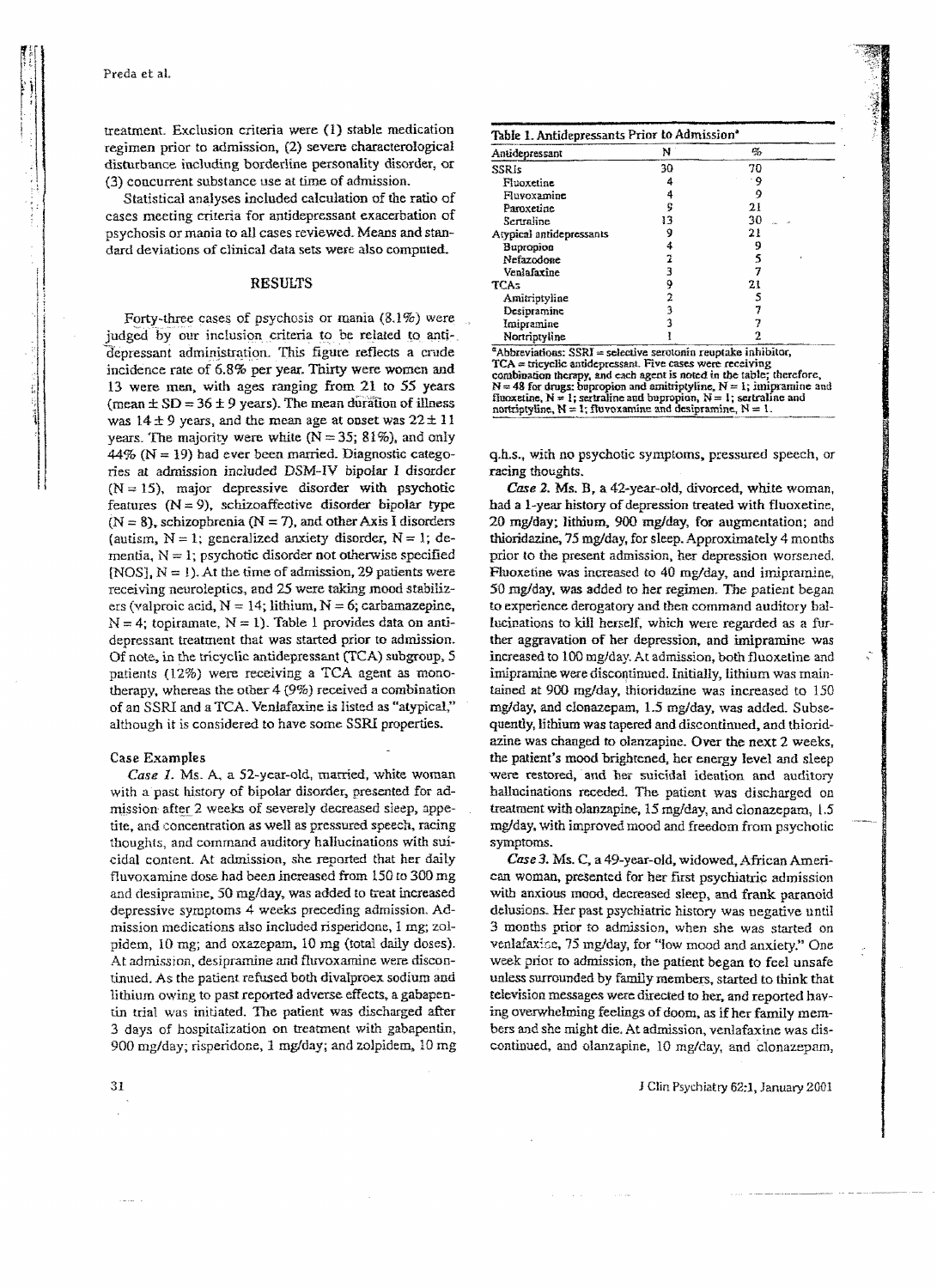treatment. Exclusion criteria were (1) stable medication regimen prior to admission, (2) severe characterological disturbance including borderline personality disorder, or (3) concurrent substance use at time of admission.

Statistical analyses included calculation of the ratio of cases meeting criteria for antidepressant exacerbation of psychosis or mania to all cases reviewed. Means and standard deviations of clinical data sets were also computed.

## RESULTS

Forty-three cases of psychosis or mania (8.1%) were judged by our inclusion criteria to be related to antidepressant administration. This figure reflects a crude incidence rate of 6.8% per year. Thirty were women and 13 were men, with ages ranging from 21 to 55 years (mean ± SD = 36 ± 9 years). The mean duration of illness was 14 ± 9 years, and the mean age at onset was 22 ± 11 years. The majority were white (N = 35; 81%), and only 44% (N = 19) had ever been married. Diagnostic categories at admission included DSM-IV bipolar I disorder (N = 15), major depressive disorder with psychotic features (N = 9), schizoaffective disorder bipolar type (N = 8), schizophrenia (N = 7), and other Axis I disorders (autism, N = 1; generalized anxiety disorder, N = 1; dementia, N = 1; psychotic disorder not otherwise specified [NOS], N = 1). At the time of admission, 29 patients were receiving neuroleptics, and 25 were taking mood stabilizers (valproic acid, N = 14; lithium, N = 6; carbamazepine, N = 4; topiramate, N = 1). Table 1 provides data on antidepressant treatment that was started prior to admission. Of note, in the tricyclic antidepressant (TCA) subgroup, 5 patients (12%) were receiving a TCA agent as monotherapy, whereas the other 4 (9%) received a combination of an SSRI and a TCA. Venlafaxine is listed as "atypical," although it is considered to have some SSRI properties.

### Case Examples

*Case 1.* Ms. A, a 52-year-old, married, white woman with a past history of bipolar disorder, presented for admission after 2 weeks of severely decreased sleep, appetite, and concentration as well as pressured speech, racing thoughts, and command auditory hallucinations with suicidal content. At admission, she reported that her daily fluvoxamine dose had been increased from 150 to 300 mg and desipramine, 50 mg/day, was added to treat increased depressive symptoms 4 weeks preceding admission. Admission medications also included risperidone, 1 mg; zolpidem, 10 mg; and oxazepam, 10 mg (total daily doses). At admission, desipramine and fluvoxamine were discontinued. As the patient refused both divalproex sodium and lithium owing to past reported adverse effects, a gabapentin trial was initiated. The patient was discharged after 3 days of hospitalization on treatment with gabapentin, 900 mg/day; risperidone, 1 mg/day; and zolpidem, 10 mg q.h.s., with no psychotic symptoms, pressured speech, or racing thoughts.

**Table 1. Antidepressants Prior to Admission[a]**

| Antidepressant | N | % |
|---|---|---|
| SSRIs | 30 | 70 |
| Fluoxetine | 4 | 9 |
| Fluvoxamine | 4 | 9 |
| Paroxetine | 9 | 21 |
| Sertraline | 13 | 30 |
| Atypical antidepressants | 9 | 21 |
| Bupropion | 4 | 9 |
| Nefazodone | 2 | 5 |
| Venlafaxine | 3 | 7 |
| TCAs | 9 | 21 |
| Amitriptyline | 2 | 5 |
| Desipramine | 3 | 7 |
| Imipramine | 3 | 7 |
| Nortriptyline | 1 | 2 |

[a]Abbreviations: SSRI = selective serotonin reuptake inhibitor, TCA = tricyclic antidepressant. Five cases were receiving combination therapy, and each agent is noted in the table; therefore, N = 48 for drugs: bupropion and amitriptyline, N = 1; imipramine and fluoxetine, N = 1; sertraline and bupropion, N = 1; sertraline and nortriptyline, N = 1; fluvoxamine and desipramine, N = 1.

*Case 2.* Ms. B, a 42-year-old, divorced, white woman, had a 1-year history of depression treated with fluoxetine, 20 mg/day; lithium, 900 mg/day, for augmentation; and thioridazine, 75 mg/day, for sleep. Approximately 4 months prior to the present admission, her depression worsened. Fluoxetine was increased to 40 mg/day, and imipramine, 50 mg/day, was added to her regimen. The patient began to experience derogatory and then command auditory hallucinations to kill herself, which were regarded as a further aggravation of her depression, and imipramine was increased to 100 mg/day. At admission, both fluoxetine and imipramine were discontinued. Initially, lithium was maintained at 900 mg/day, thioridazine was increased to 150 mg/day, and clonazepam, 1.5 mg/day, was added. Subsequently, lithium was tapered and discontinued, and thioridazine was changed to olanzapine. Over the next 2 weeks, the patient's mood brightened, her energy level and sleep were restored, and her suicidal ideation and auditory hallucinations receded. The patient was discharged on treatment with olanzapine, 15 mg/day, and clonazepam, 1.5 mg/day, with improved mood and freedom from psychotic symptoms.

*Case 3.* Ms. C, a 49-year-old, widowed, African American woman, presented for her first psychiatric admission with anxious mood, decreased sleep, and frank paranoid delusions. Her past psychiatric history was negative until 3 months prior to admission, when she was started on venlafaxine, 75 mg/day, for "low mood and anxiety." One week prior to admission, the patient began to feel unsafe unless surrounded by family members, started to think that television messages were directed to her, and reported having overwhelming feelings of doom, as if her family members and she might die. At admission, venlafaxine was discontinued, and olanzapine, 10 mg/day, and clonazepam,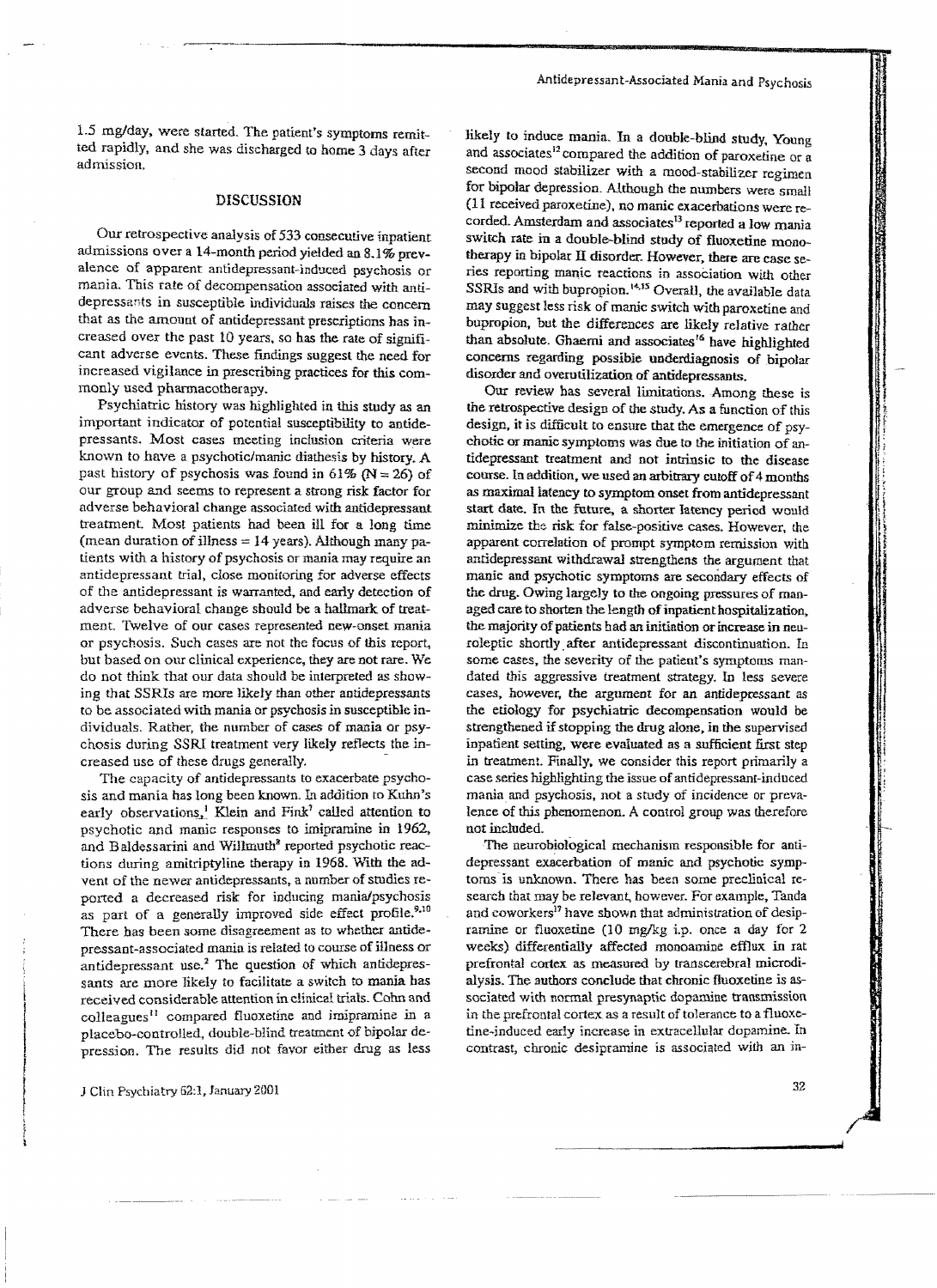1.5 mg/day, were started. The patient's symptoms remitted rapidly, and she was discharged to home 3 days after admission.

## DISCUSSION

Our retrospective analysis of 533 consecutive inpatient admissions over a 14-month period yielded an 8.1% prevalence of apparent antidepressant-induced psychosis or mania. This rate of decompensation associated with antidepressants in susceptible individuals raises the concern that as the amount of antidepressant prescriptions has increased over the past 10 years, so has the rate of significant adverse events. These findings suggest the need for increased vigilance in prescribing practices for this commonly used pharmacotherapy.

Psychiatric history was highlighted in this study as an important indicator of potential susceptibility to antidepressants. Most cases meeting inclusion criteria were known to have a psychotic/manic diathesis by history. A past history of psychosis was found in 61% (N = 26) of our group and seems to represent a strong risk factor for adverse behavioral change associated with antidepressant treatment. Most patients had been ill for a long time (mean duration of illness = 14 years). Although many patients with a history of psychosis or mania may require an antidepressant trial, close monitoring for adverse effects of the antidepressant is warranted, and early detection of adverse behavioral change should be a hallmark of treatment. Twelve of our cases represented new-onset mania or psychosis. Such cases are not the focus of this report, but based on our clinical experience, they are not rare. We do not think that our data should be interpreted as showing that SSRIs are more likely than other antidepressants to be associated with mania or psychosis in susceptible individuals. Rather, the number of cases of mania or psychosis during SSRI treatment very likely reflects the increased use of these drugs generally.

The capacity of antidepressants to exacerbate psychosis and mania has long been known. In addition to Kuhn's early observations,[1] Klein and Fink[7] called attention to psychotic and manic responses to imipramine in 1962, and Baldessarini and Willmuth[8] reported psychotic reactions during amitriptyline therapy in 1968. With the advent of the newer antidepressants, a number of studies reported a decreased risk for inducing mania/psychosis as part of a generally improved side effect profile.[9,10] There has been some disagreement as to whether antidepressant-associated mania is related to course of illness or antidepressant use.[2] The question of which antidepressants are more likely to facilitate a switch to mania has received considerable attention in clinical trials. Cohn and colleagues[11] compared fluoxetine and imipramine in a placebo-controlled, double-blind treatment of bipolar depression. The results did not favor either drug as less likely to induce mania. In a double-blind study, Young and associates[12] compared the addition of paroxetine or a second mood stabilizer with a mood-stabilizer regimen for bipolar depression. Although the numbers were small (11 received paroxetine), no manic exacerbations were recorded. Amsterdam and associates[13] reported a low mania switch rate in a double-blind study of fluoxetine monotherapy in bipolar II disorder. However, there are case series reporting manic reactions in association with other SSRIs and with bupropion.[14,15] Overall, the available data may suggest less risk of manic switch with paroxetine and bupropion, but the differences are likely relative rather than absolute. Ghaemi and associates[16] have highlighted concerns regarding possible underdiagnosis of bipolar disorder and overutilization of antidepressants.

Our review has several limitations. Among these is the retrospective design of the study. As a function of this design, it is difficult to ensure that the emergence of psychotic or manic symptoms was due to the initiation of antidepressant treatment and not intrinsic to the disease course. In addition, we used an arbitrary cutoff of 4 months as maximal latency to symptom onset from antidepressant start date. In the future, a shorter latency period would minimize the risk for false-positive cases. However, the apparent correlation of prompt symptom remission with antidepressant withdrawal strengthens the argument that manic and psychotic symptoms are secondary effects of the drug. Owing largely to the ongoing pressures of managed care to shorten the length of inpatient hospitalization, the majority of patients had an initiation or increase in neuroleptic shortly after antidepressant discontinuation. In some cases, the severity of the patient's symptoms mandated this aggressive treatment strategy. In less severe cases, however, the argument for an antidepressant as the etiology for psychiatric decompensation would be strengthened if stopping the drug alone, in the supervised inpatient setting, were evaluated as a sufficient first step in treatment. Finally, we consider this report primarily a case series highlighting the issue of antidepressant-induced mania and psychosis, not a study of incidence or prevalence of this phenomenon. A control group was therefore not included.

The neurobiological mechanism responsible for antidepressant exacerbation of manic and psychotic symptoms is unknown. There has been some preclinical research that may be relevant, however. For example, Tanda and coworkers[17] have shown that administration of desipramine or fluoxetine (10 mg/kg i.p. once a day for 2 weeks) differentially affected monoamine efflux in rat prefrontal cortex as measured by transcerebral microdialysis. The authors conclude that chronic fluoxetine is associated with normal presynaptic dopamine transmission in the prefrontal cortex as a result of tolerance to a fluoxetine-induced early increase in extracellular dopamine. In contrast, chronic desipramine is associated with an in-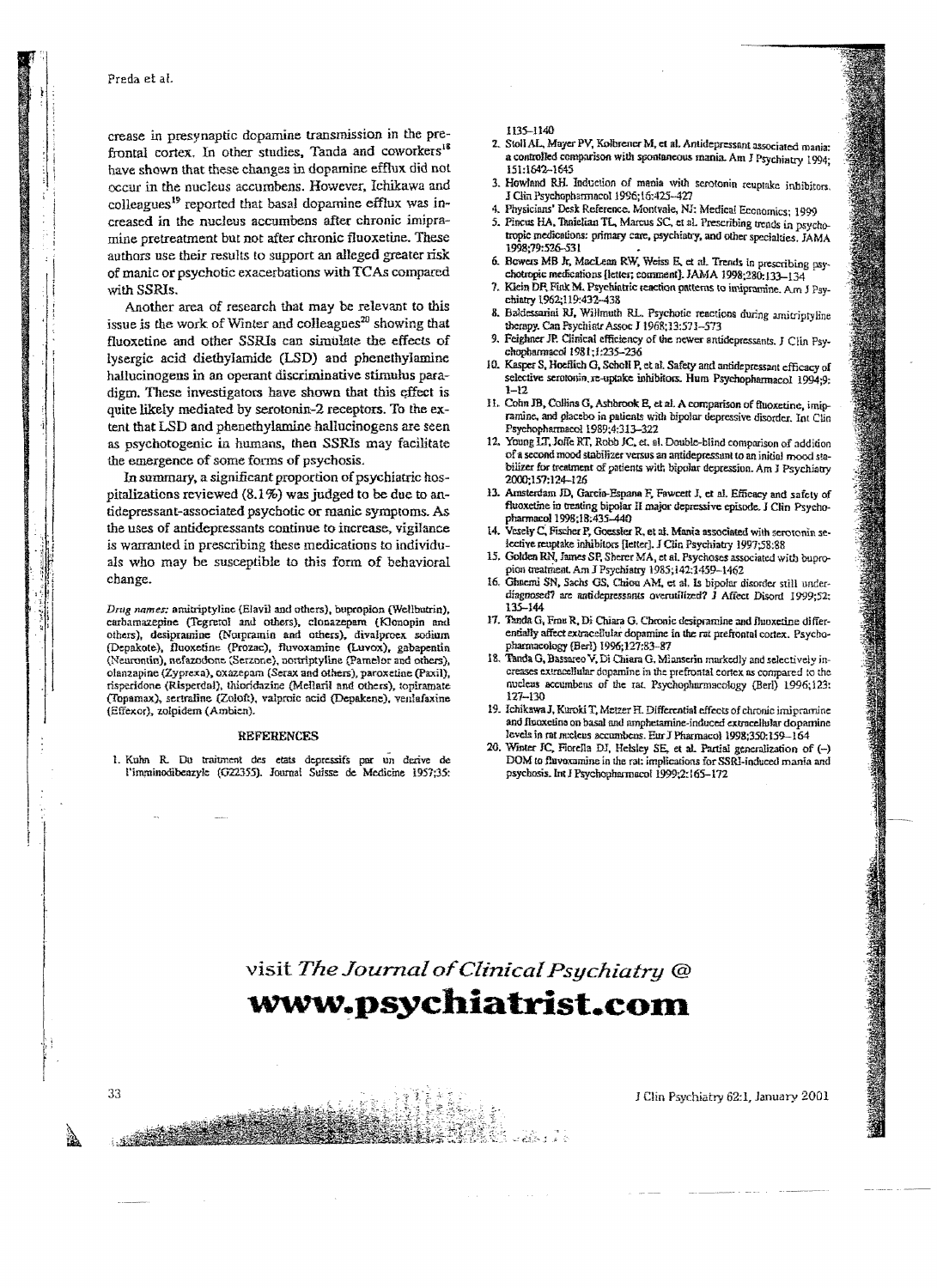crease in presynaptic dopamine transmission in the prefrontal cortex. In other studies, Tanda and coworkers[18] have shown that these changes in dopamine efflux did not occur in the nucleus accumbens. However, Ichikawa and colleagues[19] reported that basal dopamine efflux was increased in the nucleus accumbens after chronic imipramine pretreatment but not after chronic fluoxetine. These authors use their results to support an alleged greater risk of manic or psychotic exacerbations with TCAs compared with SSRIs.

Another area of research that may be relevant to this issue is the work of Winter and colleagues[20] showing that fluoxetine and other SSRIs can simulate the effects of lysergic acid diethylamide (LSD) and phenethylamine hallucinogens in an operant discriminative stimulus paradigm. These investigators have shown that this effect is quite likely mediated by serotonin-2 receptors. To the extent that LSD and phenethylamine hallucinogens are seen as psychotogenic in humans, then SSRIs may facilitate the emergence of some forms of psychosis.

In summary, a significant proportion of psychiatric hospitalizations reviewed (8.1%) was judged to be due to antidepressant-associated psychotic or manic symptoms. As the uses of antidepressants continue to increase, vigilance is warranted in prescribing these medications to individuals who may be susceptible to this form of behavioral change.

*Drug names:* amitriptyline (Elavil and others), bupropion (Wellbutrin), carbamazepine (Tegretol and others), clonazepam (Klonopin and others), desipramine (Norpramin and others), divalproex sodium (Depakote), fluoxetine (Prozac), fluvoxamine (Luvox), gabapentin (Neurontin), nefazodone (Serzone), nortriptyline (Pamelor and others), olanzapine (Zyprexa), oxazepam (Serax and others), paroxetine (Paxil), risperidone (Risperdal), thioridazine (Mellaril and others), topiramate (Topamax), sertraline (Zoloft), valproic acid (Depakene), venlafaxine (Effexor), zolpidem (Ambien).

## REFERENCES

1. Kuhn R. Du traitment des etats depressifs par un derive de l'imminodibenzyle (G22355). Journal Suisse de Medicine 1957;35:1135–1140
2. Stoll AL, Mayer PV, Kolbrener M, et al. Antidepressant associated mania: a controlled comparison with spontaneous mania. Am J Psychiatry 1994;151:1642–1645
3. Howland RH. Induction of mania with serotonin reuptake inhibitors. J Clin Psychopharmacol 1996;16:425–427
4. Physicians' Desk Reference. Montvale, NJ: Medical Economics; 1999
5. Pincus HA, Tanielian TL, Marcus SC, et al. Prescribing trends in psychotropic medications: primary care, psychiatry, and other specialties. JAMA 1998;79:526–531
6. Bowers MB Jr, MacLean RW, Weiss E, et al. Trends in prescribing psychotropic medications [letter; comment]. JAMA 1998;280:133–134
7. Klein DF, Fink M. Psychiatric reaction patterns to imipramine. Am J Psychiatry 1962;119:432–438
8. Baldessarini RJ, Willmuth RL. Psychotic reactions during amitriptyline therapy. Can Psychiatr Assoc J 1968;13:571–573
9. Feighner JP. Clinical efficiency of the newer antidepressants. J Clin Psychopharmacol 1981;1:235–236
10. Kasper S, Hoeflich G, Scholl P, et al. Safety and antidepressant efficacy of selective serotonin re-uptake inhibitors. Hum Psychopharmacol 1994;9:1–12
11. Cohn JB, Collins G, Ashbrook E, et al. A comparison of fluoxetine, imipramine, and placebo in patients with bipolar depressive disorder. Int Clin Psychopharmacol 1989;4:313–322
12. Young LT, Joffe RT, Robb JC, et al. Double-blind comparison of addition of a second mood stabilizer versus an antidepressant to an initial mood stabilizer for treatment of patients with bipolar depression. Am J Psychiatry 2000;157:124–126
13. Amsterdam JD, Garcia-Espana F, Fawcett J, et al. Efficacy and safety of fluoxetine in treating bipolar II major depressive episode. J Clin Psychopharmacol 1998;18:435–440
14. Vesely C, Fischer P, Goessler R, et al. Mania associated with serotonin selective reuptake inhibitors [letter]. J Clin Psychiatry 1997;58:88
15. Golden RN, James SP, Sherer MA, et al. Psychoses associated with bupropion treatment. Am J Psychiatry 1985;142:1459–1462
16. Ghaemi SN, Sachs GS, Chiou AM, et al. Is bipolar disorder still underdiagnosed? are antidepressants overutilized? J Affect Disord 1999;52:135–144
17. Tanda G, Frau R, Di Chiara G. Chronic desipramine and fluoxetine differentially affect extracellular dopamine in the rat prefrontal cortex. Psychopharmacology (Berl) 1996;127:83–87
18. Tanda G, Bassareo V, Di Chiara G. Mianserin markedly and selectively increases extracellular dopamine in the prefrontal cortex as compared to the nucleus accumbens of the rat. Psychopharmacology (Berl) 1996;123:127–130
19. Ichikawa J, Kuroki T, Meltzer H. Differential effects of chronic imipramine and fluoxetine on basal and amphetamine-induced extracellular dopamine levels in rat nucleus accumbens. Eur J Pharmacol 1998;350:159–164
20. Winter JC, Fiorella DJ, Helsley SE, et al. Partial generalization of (–) DOM to fluvoxamine in the rat: implications for SSRI-induced mania and psychosis. Int J Psychopharmacol 1999;2:165–172

visit *The Journal of Clinical Psychiatry* @
**www.psychiatrist.com**